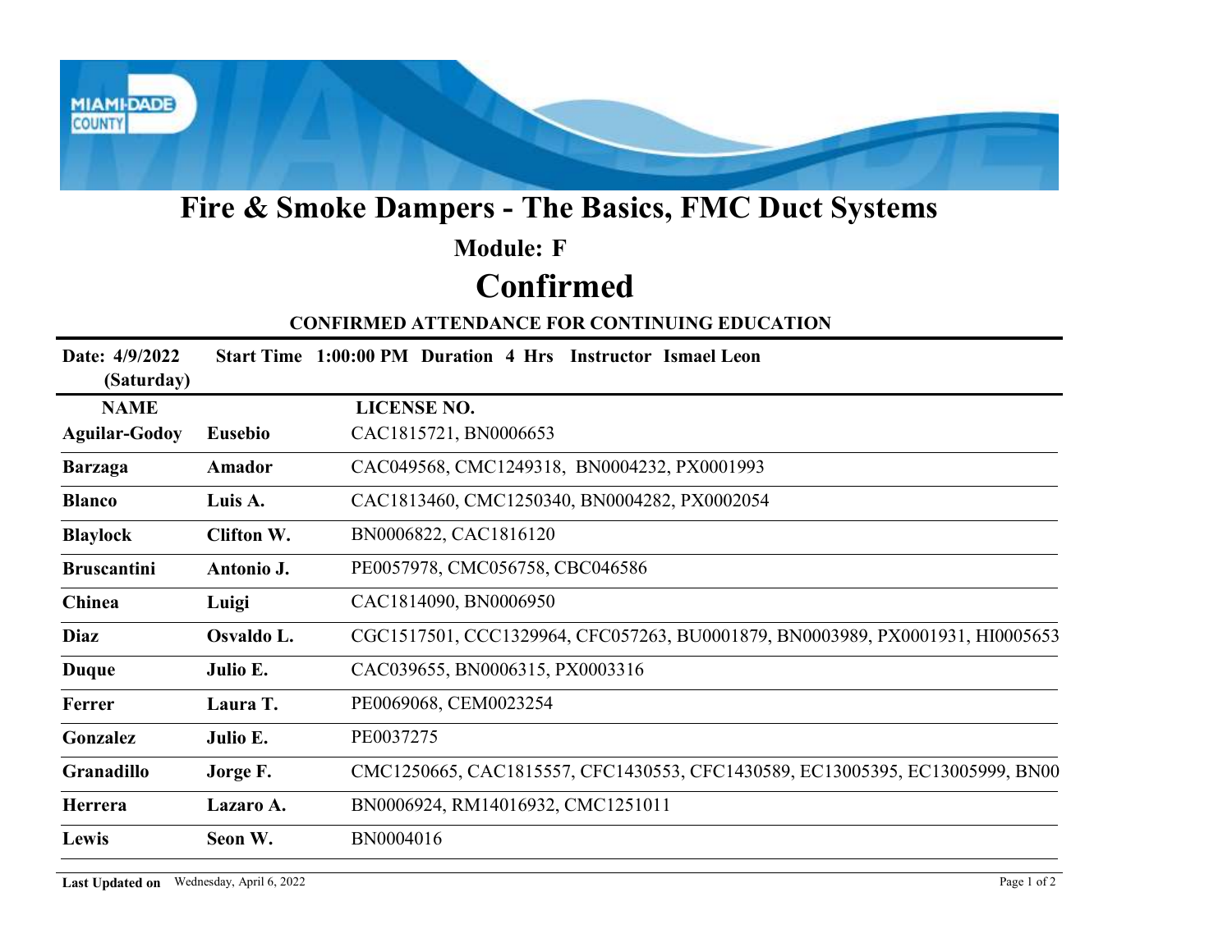# Fire & Smoke Dampers - The Basics, FMC Duct Systems

## Module: F

## Confirmed

**CONFIRMED ATTENDANCE FOR CONTINUING EDUCATION**

**Date: 4/9/2022 (Saturday)** **Start Time 1:00:00 PM Duration 4 Hrs Instructor Ismael Leon**

| NAME | | LICENSE NO. |
|---|---|---|
| **Aguilar-Godoy** | **Eusebio** | CAC1815721, BN0006653 |
| **Barzaga** | **Amador** | CAC049568, CMC1249318, BN0004232, PX0001993 |
| **Blanco** | **Luis A.** | CAC1813460, CMC1250340, BN0004282, PX0002054 |
| **Blaylock** | **Clifton W.** | BN0006822, CAC1816120 |
| **Bruscantini** | **Antonio J.** | PE0057978, CMC056758, CBC046586 |
| **Chinea** | **Luigi** | CAC1814090, BN0006950 |
| **Diaz** | **Osvaldo L.** | CGC1517501, CCC1329964, CFC057263, BU0001879, BN0003989, PX0001931, HI0005653 |
| **Duque** | **Julio E.** | CAC039655, BN0006315, PX0003316 |
| **Ferrer** | **Laura T.** | PE0069068, CEM0023254 |
| **Gonzalez** | **Julio E.** | PE0037275 |
| **Granadillo** | **Jorge F.** | CMC1250665, CAC1815557, CFC1430553, CFC1430589, EC13005395, EC13005999, BN00 |
| **Herrera** | **Lazaro A.** | BN0006924, RM14016932, CMC1251011 |
| **Lewis** | **Seon W.** | BN0004016 |

**Last Updated on** Wednesday, April 6, 2022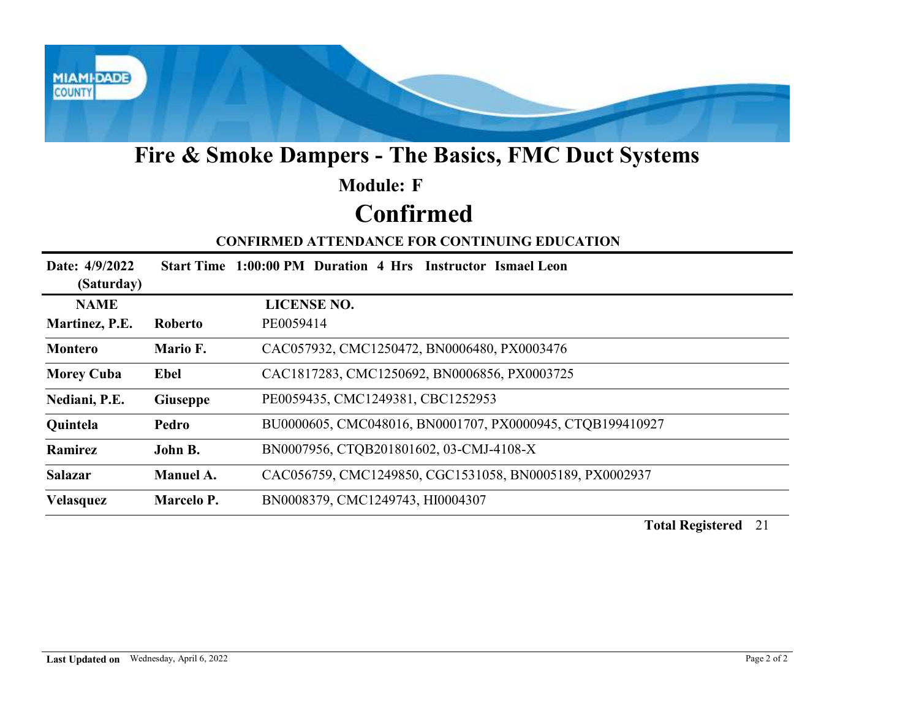# Fire & Smoke Dampers - The Basics, FMC Duct Systems

## Module: F

# Confirmed

### CONFIRMED ATTENDANCE FOR CONTINUING EDUCATION

**Date: 4/9/2022 (Saturday)** **Start Time 1:00:00 PM** **Duration 4 Hrs** **Instructor Ismael Leon**

| NAME | | LICENSE NO. |
|---|---|---|
| **Martinez, P.E.** | **Roberto** | PE0059414 |
| **Montero** | **Mario F.** | CAC057932, CMC1250472, BN0006480, PX0003476 |
| **Morey Cuba** | **Ebel** | CAC1817283, CMC1250692, BN0006856, PX0003725 |
| **Nediani, P.E.** | **Giuseppe** | PE0059435, CMC1249381, CBC1252953 |
| **Quintela** | **Pedro** | BU0000605, CMC048016, BN0001707, PX0000945, CTQB199410927 |
| **Ramirez** | **John B.** | BN0007956, CTQB201801602, 03-CMJ-4108-X |
| **Salazar** | **Manuel A.** | CAC056759, CMC1249850, CGC1531058, BN0005189, PX0002937 |
| **Velasquez** | **Marcelo P.** | BN0008379, CMC1249743, HI0004307 |

**Total Registered** 21

**Last Updated on** Wednesday, April 6, 2022